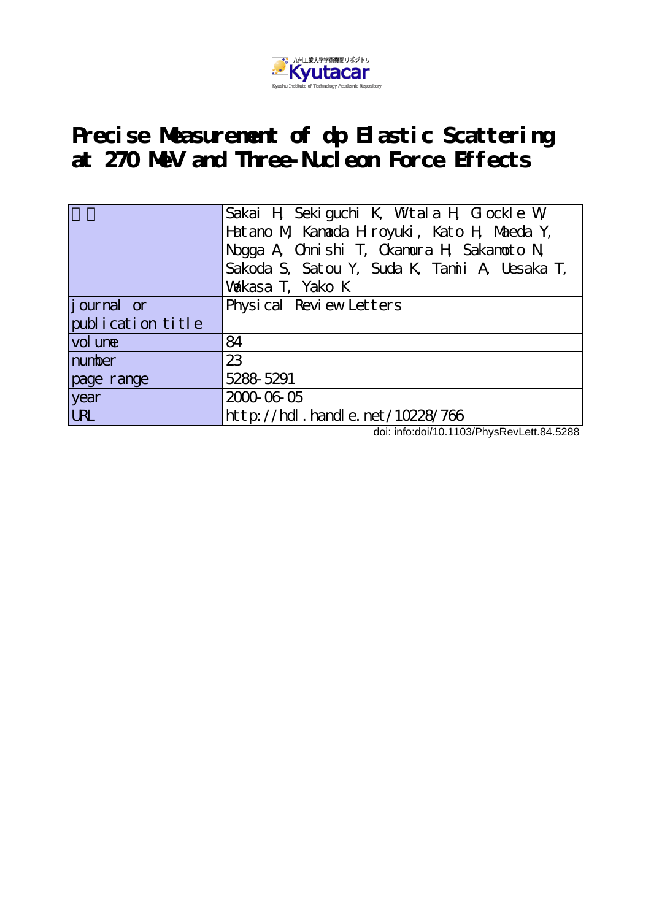# Precise Measurement of dp Elastic Scattering at 270 MeV and Three-Nucleon Force Effects

| 著者 | Sakai H, Sekiguchi K, Witala H, Glockle W, Hatano M, Kamada Hiroyuki, Kato H, Maeda Y, Nogga A, Ohnishi T, Okamura H, Sakamoto N, Sakoda S, Satou Y, Suda K, Tamii A, Uesaka T, Wakasa T, Yako K |
|---|---|
| journal or publication title | Physical Review Letters |
| volume | 84 |
| number | 23 |
| page range | 5288-5291 |
| year | 2000-06-05 |
| URL | http://hdl.handle.net/10228/766 |

doi: info:doi/10.1103/PhysRevLett.84.5288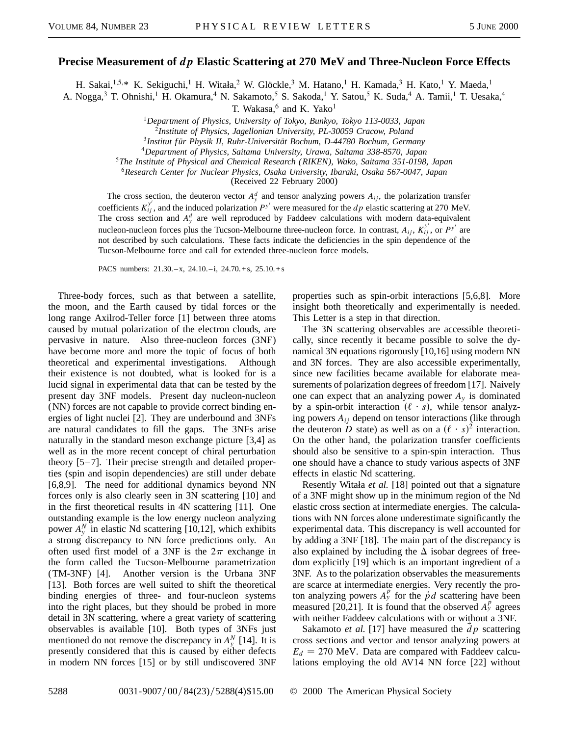# Precise Measurement of $dp$ Elastic Scattering at 270 MeV and Three-Nucleon Force Effects

H. Sakai,[1,5,*] K. Sekiguchi,[1] H. Witała,[2] W. Glöckle,[3] M. Hatano,[1] H. Kamada,[3] H. Kato,[1] Y. Maeda,[1] A. Nogga,[3] T. Ohnishi,[1] H. Okamura,[4] N. Sakamoto,[5] S. Sakoda,[1] Y. Satou,[5] K. Suda,[4] A. Tamii,[1] T. Uesaka,[4] T. Wakasa,[6] and K. Yako[1]

[1]*Department of Physics, University of Tokyo, Bunkyo, Tokyo 113-0033, Japan*
[2]*Institute of Physics, Jagellonian University, PL-30059 Cracow, Poland*
[3]*Institut für Physik II, Ruhr-Universität Bochum, D-44780 Bochum, Germany*
[4]*Department of Physics, Saitama University, Urawa, Saitama 338-8570, Japan*
[5]*The Institute of Physical and Chemical Research (RIKEN), Wako, Saitama 351-0198, Japan*
[6]*Research Center for Nuclear Physics, Osaka University, Ibaraki, Osaka 567-0047, Japan*

(Received 22 February 2000)

The cross section, the deuteron vector $A_y^d$ and tensor analyzing powers $A_{ij}$, the polarization transfer coefficients $K_{ij}^{y'}$, and the induced polarization $P^{y'}$ were measured for the $dp$ elastic scattering at 270 MeV. The cross section and $A_y^d$ are well reproduced by Faddeev calculations with modern data-equivalent nucleon-nucleon forces plus the Tucson-Melbourne three-nucleon force. In contrast, $A_{ij}$, $K_{ij}^{y'}$, or $P^{y'}$ are not described by such calculations. These facts indicate the deficiencies in the spin dependence of the Tucson-Melbourne force and call for extended three-nucleon force models.

PACS numbers: 21.30.–x, 24.10.–i, 24.70.+s, 25.10.+s

Three-body forces, such as that between a satellite, the moon, and the Earth caused by tidal forces or the long range Axilrod-Teller force [1] between three atoms caused by mutual polarization of the electron clouds, are pervasive in nature. Also three-nucleon forces (3NF) have become more and more the topic of focus of both theoretical and experimental investigations. Although their existence is not doubted, what is looked for is a lucid signal in experimental data that can be tested by the present day 3NF models. Present day nucleon-nucleon (NN) forces are not capable to provide correct binding energies of light nuclei [2]. They are underbound and 3NFs are natural candidates to fill the gaps. The 3NFs arise naturally in the standard meson exchange picture [3,4] as well as in the more recent concept of chiral perturbation theory [5–7]. Their precise strength and detailed properties (spin and isopin dependencies) are still under debate [6,8,9]. The need for additional dynamics beyond NN forces only is also clearly seen in 3N scattering [10] and in the first theoretical results in 4N scattering [11]. One outstanding example is the low energy nucleon analyzing power $A_y^N$ in elastic Nd scattering [10,12], which exhibits a strong discrepancy to NN force predictions only. An often used first model of a 3NF is the $2\pi$ exchange in the form called the Tucson-Melbourne parametrization (TM-3NF) [4]. Another version is the Urbana 3NF [13]. Both forces are well suited to shift the theoretical binding energies of three- and four-nucleon systems into the right places, but they should be probed in more detail in 3N scattering, where a great variety of scattering observables is available [10]. Both types of 3NFs just mentioned do not remove the discrepancy in $A_y^N$ [14]. It is presently considered that this is caused by either defects in modern NN forces [15] or by still undiscovered 3NF properties such as spin-orbit interactions [5,6,8]. More insight both theoretically and experimentally is needed. This Letter is a step in that direction.

The 3N scattering observables are accessible theoretically, since recently it became possible to solve the dynamical 3N equations rigorously [10,16] using modern NN and 3N forces. They are also accessible experimentally, since new facilities became available for elaborate measurements of polarization degrees of freedom [17]. Naively one can expect that an analyzing power $A_y$ is dominated by a spin-orbit interaction ($\ell \cdot s$), while tensor analyzing powers $A_{ij}$ depend on tensor interactions (like through the deuteron $D$ state) as well as on a $(\ell \cdot s)^2$ interaction. On the other hand, the polarization transfer coefficients should also be sensitive to a spin-spin interaction. Thus one should have a chance to study various aspects of 3NF effects in elastic Nd scattering.

Resently Witała *et al.* [18] pointed out that a signature of a 3NF might show up in the minimum region of the Nd elastic cross section at intermediate energies. The calculations with NN forces alone underestimate significantly the experimental data. This discrepancy is well accounted for by adding a 3NF [18]. The main part of the discrepancy is also explained by including the $\Delta$ isobar degrees of freedom explicitly [19] which is an important ingredient of a 3NF. As to the polarization observables the measurements are scarce at intermediate energies. Very recently the proton analyzing powers $A_y^p$ for the $\vec{p}d$ scattering have been measured [20,21]. It is found that the observed $A_y^p$ agrees with neither Faddeev calculations with or without a 3NF.

Sakamoto *et al.* [17] have measured the $\vec{d}p$ scattering cross sections and vector and tensor analyzing powers at $E_d = 270$ MeV. Data are compared with Faddeev calculations employing the old AV14 NN force [22] without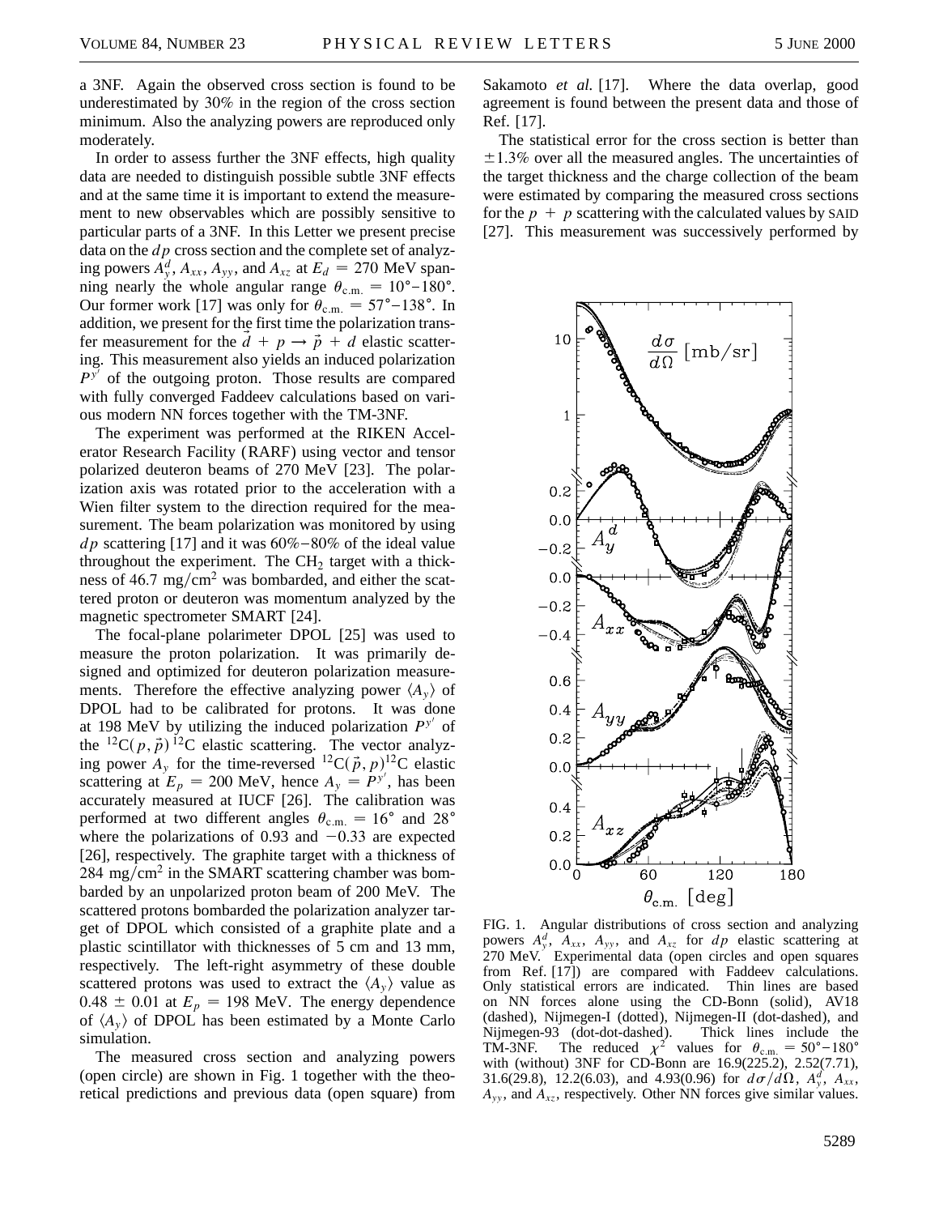a 3NF. Again the observed cross section is found to be underestimated by 30% in the region of the cross section minimum. Also the analyzing powers are reproduced only moderately.

In order to assess further the 3NF effects, high quality data are needed to distinguish possible subtle 3NF effects and at the same time it is important to extend the measurement to new observables which are possibly sensitive to particular parts of a 3NF. In this Letter we present precise data on the $dp$ cross section and the complete set of analyzing powers $A_y^d$, $A_{xx}$, $A_{yy}$, and $A_{xz}$ at $E_d = 270$ MeV spanning nearly the whole angular range $\theta_{\text{c.m.}} = 10°–180°$. Our former work [17] was only for $\theta_{\text{c.m.}} = 57°–138°$. In addition, we present for the first time the polarization transfer measurement for the $\vec{d} + p \rightarrow \vec{p} + d$ elastic scattering. This measurement also yields an induced polarization $P^{y'}$ of the outgoing proton. Those results are compared with fully converged Faddeev calculations based on various modern NN forces together with the TM-3NF.

The experiment was performed at the RIKEN Accelerator Research Facility (RARF) using vector and tensor polarized deuteron beams of 270 MeV [23]. The polarization axis was rotated prior to the acceleration with a Wien filter system to the direction required for the measurement. The beam polarization was monitored by using $dp$ scattering [17] and it was 60%–80% of the ideal value throughout the experiment. The $CH_2$ target with a thickness of 46.7 mg/cm$^2$ was bombarded, and either the scattered proton or deuteron was momentum analyzed by the magnetic spectrometer SMART [24].

The focal-plane polarimeter DPOL [25] was used to measure the proton polarization. It was primarily designed and optimized for deuteron polarization measurements. Therefore the effective analyzing power $\langle A_y \rangle$ of DPOL had to be calibrated for protons. This was done at 198 MeV by utilizing the induced polarization $P^{y'}$ of the $^{12}\text{C}(p, \vec{p})^{12}\text{C}$ elastic scattering. The vector analyzing power $A_y$ for the time-reversed $^{12}\text{C}(\vec{p}, p)^{12}\text{C}$ elastic scattering at $E_p = 200$ MeV, hence $A_y = P^{y'}$, has been accurately measured at IUCF [26]. The calibration was performed at two different angles $\theta_{\text{c.m.}} = 16°$ and $28°$ where the polarizations of 0.93 and $-0.33$ are expected [26], respectively. The graphite target with a thickness of 284 mg/cm$^2$ in the SMART scattering chamber was bombarded by an unpolarized proton beam of 200 MeV. The scattered protons bombarded the polarization analyzer target of DPOL which consisted of a graphite plate and a plastic scintillator with thicknesses of 5 cm and 13 mm, respectively. The left-right asymmetry of these double scattered protons was used to extract the $\langle A_y \rangle$ value as $0.48 \pm 0.01$ at $E_p = 198$ MeV. The energy dependence of $\langle A_y \rangle$ of DPOL has been estimated by a Monte Carlo simulation.

The measured cross section and analyzing powers (open circle) are shown in Fig. 1 together with the theoretical predictions and previous data (open square) from Sakamoto *et al.* [17]. Where the data overlap, good agreement is found between the present data and those of Ref. [17].

The statistical error for the cross section is better than $\pm 1.3\%$ over all the measured angles. The uncertainties of the target thickness and the charge collection of the beam were estimated by comparing the measured cross sections for the $p + p$ scattering with the calculated values by SAID [27]. This measurement was successively performed by

FIG. 1. Angular distributions of cross section and analyzing powers $A_y^d$, $A_{xx}$, $A_{yy}$, and $A_{xz}$ for $dp$ elastic scattering at 270 MeV. Experimental data (open circles and open squares from Ref. [17]) are compared with Faddeev calculations. Only statistical errors are indicated. Thin lines are based on NN forces alone using the CD-Bonn (solid), AV18 (dashed), Nijmegen-I (dotted), Nijmegen-II (dot-dashed), and Nijmegen-93 (dot-dot-dashed). Thick lines include the TM-3NF. The reduced $\chi^2$ values for $\theta_{\text{c.m.}} = 50°–180°$ with (without) 3NF for CD-Bonn are 16.9(225.2), 2.52(7.71), 31.6(29.8), 12.2(6.03), and 4.93(0.96) for $d\sigma/d\Omega$, $A_y^d$, $A_{xx}$, $A_{yy}$, and $A_{xz}$, respectively. Other NN forces give similar values.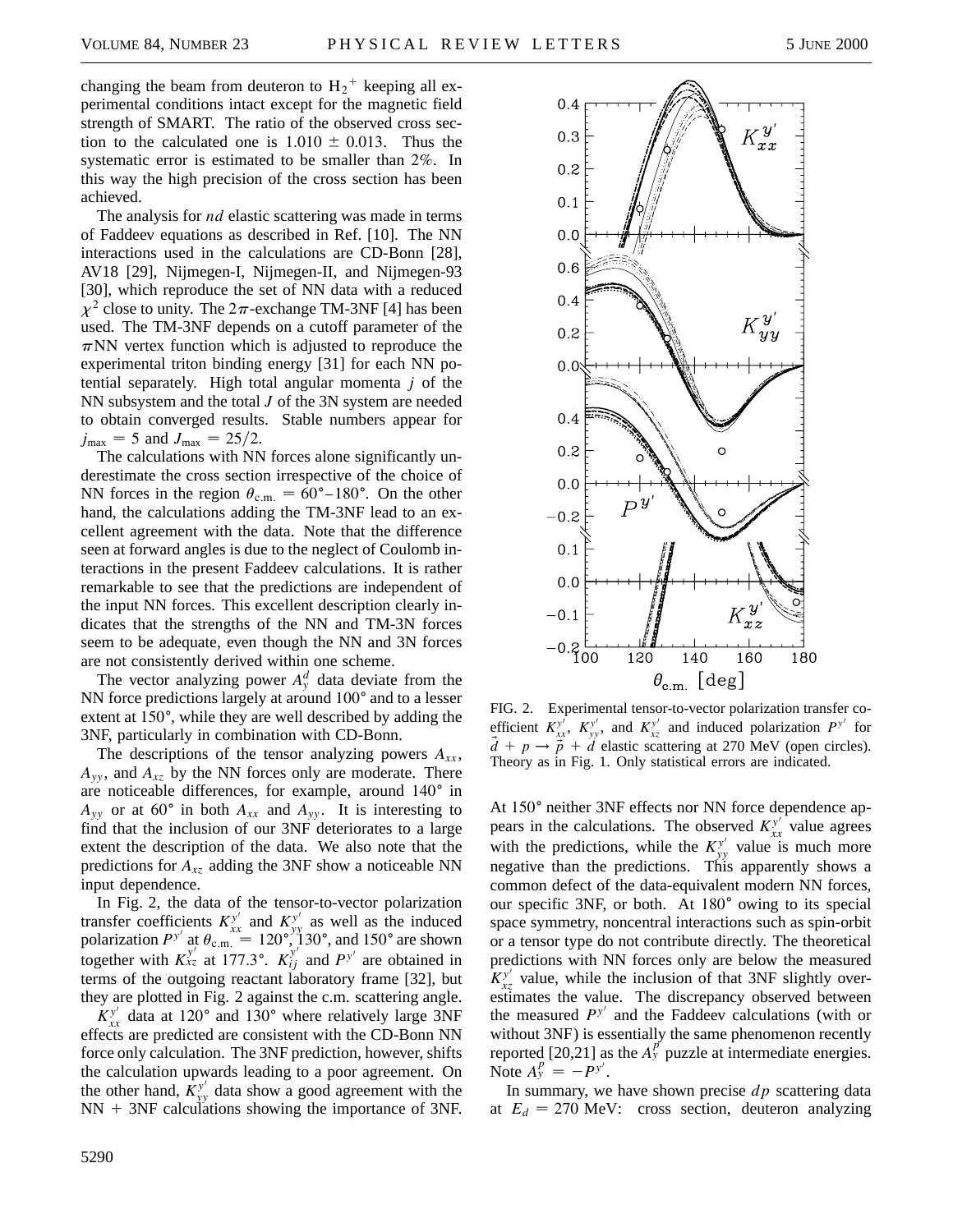changing the beam from deuteron to $H_2{}^+$ keeping all experimental conditions intact except for the magnetic field strength of SMART. The ratio of the observed cross section to the calculated one is $1.010 \pm 0.013$. Thus the systematic error is estimated to be smaller than 2%. In this way the high precision of the cross section has been achieved.

The analysis for *nd* elastic scattering was made in terms of Faddeev equations as described in Ref. [10]. The NN interactions used in the calculations are CD-Bonn [28], AV18 [29], Nijmegen-I, Nijmegen-II, and Nijmegen-93 [30], which reproduce the set of NN data with a reduced $\chi^2$ close to unity. The $2\pi$-exchange TM-3NF [4] has been used. The TM-3NF depends on a cutoff parameter of the $\pi$NN vertex function which is adjusted to reproduce the experimental triton binding energy [31] for each NN potential separately. High total angular momenta $j$ of the NN subsystem and the total $J$ of the 3N system are needed to obtain converged results. Stable numbers appear for $j_{\max} = 5$ and $J_{\max} = 25/2$.

The calculations with NN forces alone significantly underestimate the cross section irrespective of the choice of NN forces in the region $\theta_{\text{c.m.}} = 60°$–$180°$. On the other hand, the calculations adding the TM-3NF lead to an excellent agreement with the data. Note that the difference seen at forward angles is due to the neglect of Coulomb interactions in the present Faddeev calculations. It is rather remarkable to see that the predictions are independent of the input NN forces. This excellent description clearly indicates that the strengths of the NN and TM-3N forces seem to be adequate, even though the NN and 3N forces are not consistently derived within one scheme.

The vector analyzing power $A_y^d$ data deviate from the NN force predictions largely at around 100° and to a lesser extent at 150°, while they are well described by adding the 3NF, particularly in combination with CD-Bonn.

The descriptions of the tensor analyzing powers $A_{xx}$, $A_{yy}$, and $A_{xz}$ by the NN forces only are moderate. There are noticeable differences, for example, around 140° in $A_{yy}$ or at 60° in both $A_{xx}$ and $A_{yy}$. It is interesting to find that the inclusion of our 3NF deteriorates to a large extent the description of the data. We also note that the predictions for $A_{xz}$ adding the 3NF show a noticeable NN input dependence.

In Fig. 2, the data of the tensor-to-vector polarization transfer coefficients $K_{xx}^{y'}$ and $K_{yy}^{y'}$ as well as the induced polarization $P^{y'}$ at $\theta_{\text{c.m.}} = 120°$, 130°, and 150° are shown together with $K_{xz}^{y'}$ at 177.3°. $K_{ij}^{y'}$ and $P^{y'}$ are obtained in terms of the outgoing reactant laboratory frame [32], but they are plotted in Fig. 2 against the c.m. scattering angle.

$K_{xx}^{y'}$ data at 120° and 130° where relatively large 3NF effects are predicted are consistent with the CD-Bonn NN force only calculation. The 3NF prediction, however, shifts the calculation upwards leading to a poor agreement. On the other hand, $K_{yy}^{y'}$ data show a good agreement with the NN + 3NF calculations showing the importance of 3NF.

FIG. 2. Experimental tensor-to-vector polarization transfer coefficient $K_{xx}^{y'}$, $K_{yy}^{y'}$, and $K_{xz}^{y'}$ and induced polarization $P^{y'}$ for $\vec{d} + p \to \vec{p} + d$ elastic scattering at 270 MeV (open circles). Theory as in Fig. 1. Only statistical errors are indicated.

At 150° neither 3NF effects nor NN force dependence appears in the calculations. The observed $K_{xx}^{y'}$ value agrees with the predictions, while the $K_{yy}^{y'}$ value is much more negative than the predictions. This apparently shows a common defect of the data-equivalent modern NN forces, our specific 3NF, or both. At 180° owing to its special space symmetry, noncentral interactions such as spin-orbit or a tensor type do not contribute directly. The theoretical predictions with NN forces only are below the measured $K_{xz}^{y'}$ value, while the inclusion of that 3NF slightly overestimates the value. The discrepancy observed between the measured $P^{y'}$ and the Faddeev calculations (with or without 3NF) is essentially the same phenomenon recently reported [20,21] as the $A_y^p$ puzzle at intermediate energies. Note $A_y^p = -P^{y'}$.

In summary, we have shown precise *dp* scattering data at $E_d = 270$ MeV: cross section, deuteron analyzing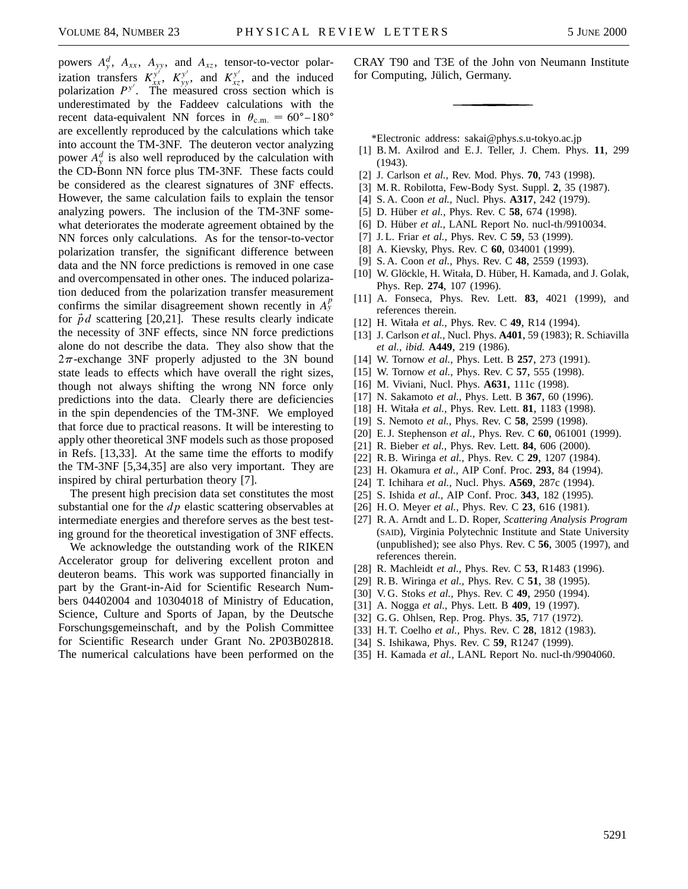powers $A_y^d$, $A_{xx}$, $A_{yy}$, and $A_{xz}$, tensor-to-vector polarization transfers $K_{xx}^{y'}$, $K_{yy}^{y'}$, and $K_{xz}^{y'}$, and the induced polarization $P^{y'}$. The measured cross section which is underestimated by the Faddeev calculations with the recent data-equivalent NN forces in $\theta_{\mathrm{c.m.}} = 60°–180°$ are excellently reproduced by the calculations which take into account the TM-3NF. The deuteron vector analyzing power $A_y^d$ is also well reproduced by the calculation with the CD-Bonn NN force plus TM-3NF. These facts could be considered as the clearest signatures of 3NF effects. However, the same calculation fails to explain the tensor analyzing powers. The inclusion of the TM-3NF somewhat deteriorates the moderate agreement obtained by the NN forces only calculations. As for the tensor-to-vector polarization transfer, the significant difference between data and the NN force predictions is removed in one case and overcompensated in other ones. The induced polarization deduced from the polarization transfer measurement confirms the similar disagreement shown recently in $A_y^p$ for $\vec{p}d$ scattering [20,21]. These results clearly indicate the necessity of 3NF effects, since NN force predictions alone do not describe the data. They also show that the $2\pi$-exchange 3NF properly adjusted to the 3N bound state leads to effects which have overall the right sizes, though not always shifting the wrong NN force only predictions into the data. Clearly there are deficiencies in the spin dependencies of the TM-3NF. We employed that force due to practical reasons. It will be interesting to apply other theoretical 3NF models such as those proposed in Refs. [13,33]. At the same time the efforts to modify the TM-3NF [5,34,35] are also very important. They are inspired by chiral perturbation theory [7].

The present high precision data set constitutes the most substantial one for the $dp$ elastic scattering observables at intermediate energies and therefore serves as the best testing ground for the theoretical investigation of 3NF effects.

We acknowledge the outstanding work of the RIKEN Accelerator group for delivering excellent proton and deuteron beams. This work was supported financially in part by the Grant-in-Aid for Scientific Research Numbers 04402004 and 10304018 of Ministry of Education, Science, Culture and Sports of Japan, by the Deutsche Forschungsgemeinschaft, and by the Polish Committee for Scientific Research under Grant No. 2P03B02818. The numerical calculations have been performed on the CRAY T90 and T3E of the John von Neumann Institute for Computing, Jülich, Germany.

---

*Electronic address: sakai@phys.s.u-tokyo.ac.jp

[1] B. M. Axilrod and E. J. Teller, J. Chem. Phys. **11**, 299 (1943).
[2] J. Carlson *et al.,* Rev. Mod. Phys. **70**, 743 (1998).
[3] M. R. Robilotta, Few-Body Syst. Suppl. **2**, 35 (1987).
[4] S. A. Coon *et al.,* Nucl. Phys. **A317**, 242 (1979).
[5] D. Hüber *et al.,* Phys. Rev. C **58**, 674 (1998).
[6] D. Hüber *et al.,* LANL Report No. nucl-th/9910034.
[7] J. L. Friar *et al.,* Phys. Rev. C **59**, 53 (1999).
[8] A. Kievsky, Phys. Rev. C **60**, 034001 (1999).
[9] S. A. Coon *et al.,* Phys. Rev. C **48**, 2559 (1993).
[10] W. Glöckle, H. Witała, D. Hüber, H. Kamada, and J. Golak, Phys. Rep. **274**, 107 (1996).
[11] A. Fonseca, Phys. Rev. Lett. **83**, 4021 (1999), and references therein.
[12] H. Witała *et al.,* Phys. Rev. C **49**, R14 (1994).
[13] J. Carlson *et al.,* Nucl. Phys. **A401**, 59 (1983); R. Schiavilla *et al., ibid.* **A449**, 219 (1986).
[14] W. Tornow *et al.,* Phys. Lett. B **257**, 273 (1991).
[15] W. Tornow *et al.,* Phys. Rev. C **57**, 555 (1998).
[16] M. Viviani, Nucl. Phys. **A631**, 111c (1998).
[17] N. Sakamoto *et al.,* Phys. Lett. B **367**, 60 (1996).
[18] H. Witała *et al.,* Phys. Rev. Lett. **81**, 1183 (1998).
[19] S. Nemoto *et al.,* Phys. Rev. C **58**, 2599 (1998).
[20] E. J. Stephenson *et al.,* Phys. Rev. C **60**, 061001 (1999).
[21] R. Bieber *et al.,* Phys. Rev. Lett. **84**, 606 (2000).
[22] R. B. Wiringa *et al.,* Phys. Rev. C **29**, 1207 (1984).
[23] H. Okamura *et al.,* AIP Conf. Proc. **293**, 84 (1994).
[24] T. Ichihara *et al.,* Nucl. Phys. **A569**, 287c (1994).
[25] S. Ishida *et al.,* AIP Conf. Proc. **343**, 182 (1995).
[26] H. O. Meyer *et al.,* Phys. Rev. C **23**, 616 (1981).
[27] R. A. Arndt and L. D. Roper, *Scattering Analysis Program* (SAID), Virginia Polytechnic Institute and State University (unpublished); see also Phys. Rev. C **56**, 3005 (1997), and references therein.
[28] R. Machleidt *et al.,* Phys. Rev. C **53**, R1483 (1996).
[29] R. B. Wiringa *et al.,* Phys. Rev. C **51**, 38 (1995).
[30] V. G. Stoks *et al.,* Phys. Rev. C **49**, 2950 (1994).
[31] A. Nogga *et al.,* Phys. Lett. B **409**, 19 (1997).
[32] G. G. Ohlsen, Rep. Prog. Phys. **35**, 717 (1972).
[33] H. T. Coelho *et al.,* Phys. Rev. C **28**, 1812 (1983).
[34] S. Ishikawa, Phys. Rev. C **59**, R1247 (1999).
[35] H. Kamada *et al.,* LANL Report No. nucl-th/9904060.